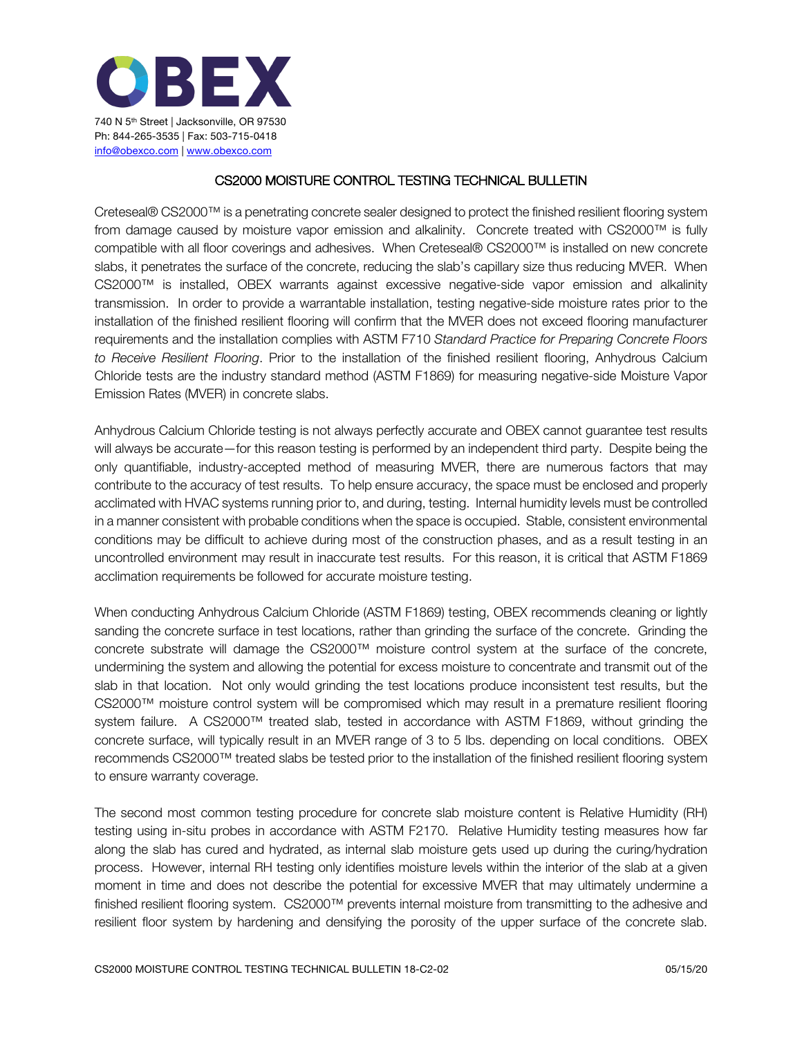**OBEX**

740 N 5th Street | Jacksonville, OR 97530
Ph: 844-265-3535 | Fax: 503-715-0418
info@obexco.com | www.obexco.com

## CS2000 MOISTURE CONTROL TESTING TECHNICAL BULLETIN

Creteseal® CS2000™ is a penetrating concrete sealer designed to protect the finished resilient flooring system from damage caused by moisture vapor emission and alkalinity. Concrete treated with CS2000™ is fully compatible with all floor coverings and adhesives. When Creteseal® CS2000™ is installed on new concrete slabs, it penetrates the surface of the concrete, reducing the slab's capillary size thus reducing MVER. When CS2000™ is installed, OBEX warrants against excessive negative-side vapor emission and alkalinity transmission. In order to provide a warrantable installation, testing negative-side moisture rates prior to the installation of the finished resilient flooring will confirm that the MVER does not exceed flooring manufacturer requirements and the installation complies with ASTM F710 *Standard Practice for Preparing Concrete Floors to Receive Resilient Flooring*. Prior to the installation of the finished resilient flooring, Anhydrous Calcium Chloride tests are the industry standard method (ASTM F1869) for measuring negative-side Moisture Vapor Emission Rates (MVER) in concrete slabs.

Anhydrous Calcium Chloride testing is not always perfectly accurate and OBEX cannot guarantee test results will always be accurate—for this reason testing is performed by an independent third party. Despite being the only quantifiable, industry-accepted method of measuring MVER, there are numerous factors that may contribute to the accuracy of test results. To help ensure accuracy, the space must be enclosed and properly acclimated with HVAC systems running prior to, and during, testing. Internal humidity levels must be controlled in a manner consistent with probable conditions when the space is occupied. Stable, consistent environmental conditions may be difficult to achieve during most of the construction phases, and as a result testing in an uncontrolled environment may result in inaccurate test results. For this reason, it is critical that ASTM F1869 acclimation requirements be followed for accurate moisture testing.

When conducting Anhydrous Calcium Chloride (ASTM F1869) testing, OBEX recommends cleaning or lightly sanding the concrete surface in test locations, rather than grinding the surface of the concrete. Grinding the concrete substrate will damage the CS2000™ moisture control system at the surface of the concrete, undermining the system and allowing the potential for excess moisture to concentrate and transmit out of the slab in that location. Not only would grinding the test locations produce inconsistent test results, but the CS2000™ moisture control system will be compromised which may result in a premature resilient flooring system failure. A CS2000™ treated slab, tested in accordance with ASTM F1869, without grinding the concrete surface, will typically result in an MVER range of 3 to 5 lbs. depending on local conditions. OBEX recommends CS2000™ treated slabs be tested prior to the installation of the finished resilient flooring system to ensure warranty coverage.

The second most common testing procedure for concrete slab moisture content is Relative Humidity (RH) testing using in-situ probes in accordance with ASTM F2170. Relative Humidity testing measures how far along the slab has cured and hydrated, as internal slab moisture gets used up during the curing/hydration process. However, internal RH testing only identifies moisture levels within the interior of the slab at a given moment in time and does not describe the potential for excessive MVER that may ultimately undermine a finished resilient flooring system. CS2000™ prevents internal moisture from transmitting to the adhesive and resilient floor system by hardening and densifying the porosity of the upper surface of the concrete slab.

CS2000 MOISTURE CONTROL TESTING TECHNICAL BULLETIN 18-C2-02 05/15/20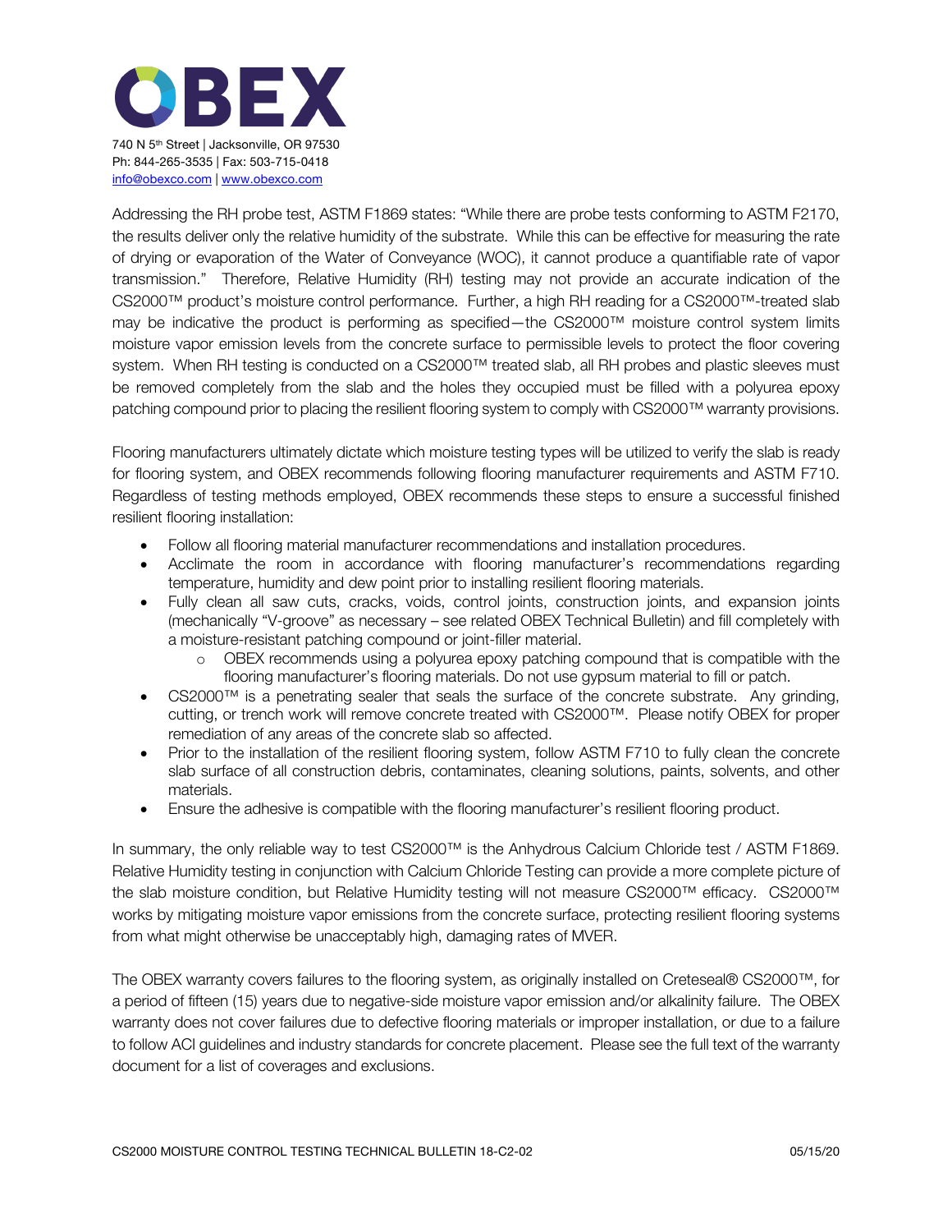**OBEX**

740 N 5th Street | Jacksonville, OR 97530
Ph: 844-265-3535 | Fax: 503-715-0418
info@obexco.com | www.obexco.com

Addressing the RH probe test, ASTM F1869 states: "While there are probe tests conforming to ASTM F2170, the results deliver only the relative humidity of the substrate. While this can be effective for measuring the rate of drying or evaporation of the Water of Conveyance (WOC), it cannot produce a quantifiable rate of vapor transmission." Therefore, Relative Humidity (RH) testing may not provide an accurate indication of the CS2000™ product's moisture control performance. Further, a high RH reading for a CS2000™-treated slab may be indicative the product is performing as specified—the CS2000™ moisture control system limits moisture vapor emission levels from the concrete surface to permissible levels to protect the floor covering system. When RH testing is conducted on a CS2000™ treated slab, all RH probes and plastic sleeves must be removed completely from the slab and the holes they occupied must be filled with a polyurea epoxy patching compound prior to placing the resilient flooring system to comply with CS2000™ warranty provisions.

Flooring manufacturers ultimately dictate which moisture testing types will be utilized to verify the slab is ready for flooring system, and OBEX recommends following flooring manufacturer requirements and ASTM F710. Regardless of testing methods employed, OBEX recommends these steps to ensure a successful finished resilient flooring installation:

- Follow all flooring material manufacturer recommendations and installation procedures.
- Acclimate the room in accordance with flooring manufacturer's recommendations regarding temperature, humidity and dew point prior to installing resilient flooring materials.
- Fully clean all saw cuts, cracks, voids, control joints, construction joints, and expansion joints (mechanically "V-groove" as necessary – see related OBEX Technical Bulletin) and fill completely with a moisture-resistant patching compound or joint-filler material.
  - OBEX recommends using a polyurea epoxy patching compound that is compatible with the flooring manufacturer's flooring materials. Do not use gypsum material to fill or patch.
- CS2000™ is a penetrating sealer that seals the surface of the concrete substrate. Any grinding, cutting, or trench work will remove concrete treated with CS2000™. Please notify OBEX for proper remediation of any areas of the concrete slab so affected.
- Prior to the installation of the resilient flooring system, follow ASTM F710 to fully clean the concrete slab surface of all construction debris, contaminates, cleaning solutions, paints, solvents, and other materials.
- Ensure the adhesive is compatible with the flooring manufacturer's resilient flooring product.

In summary, the only reliable way to test CS2000™ is the Anhydrous Calcium Chloride test / ASTM F1869. Relative Humidity testing in conjunction with Calcium Chloride Testing can provide a more complete picture of the slab moisture condition, but Relative Humidity testing will not measure CS2000™ efficacy. CS2000™ works by mitigating moisture vapor emissions from the concrete surface, protecting resilient flooring systems from what might otherwise be unacceptably high, damaging rates of MVER.

The OBEX warranty covers failures to the flooring system, as originally installed on Creteseal® CS2000™, for a period of fifteen (15) years due to negative-side moisture vapor emission and/or alkalinity failure. The OBEX warranty does not cover failures due to defective flooring materials or improper installation, or due to a failure to follow ACI guidelines and industry standards for concrete placement. Please see the full text of the warranty document for a list of coverages and exclusions.

CS2000 MOISTURE CONTROL TESTING TECHNICAL BULLETIN 18-C2-02 05/15/20